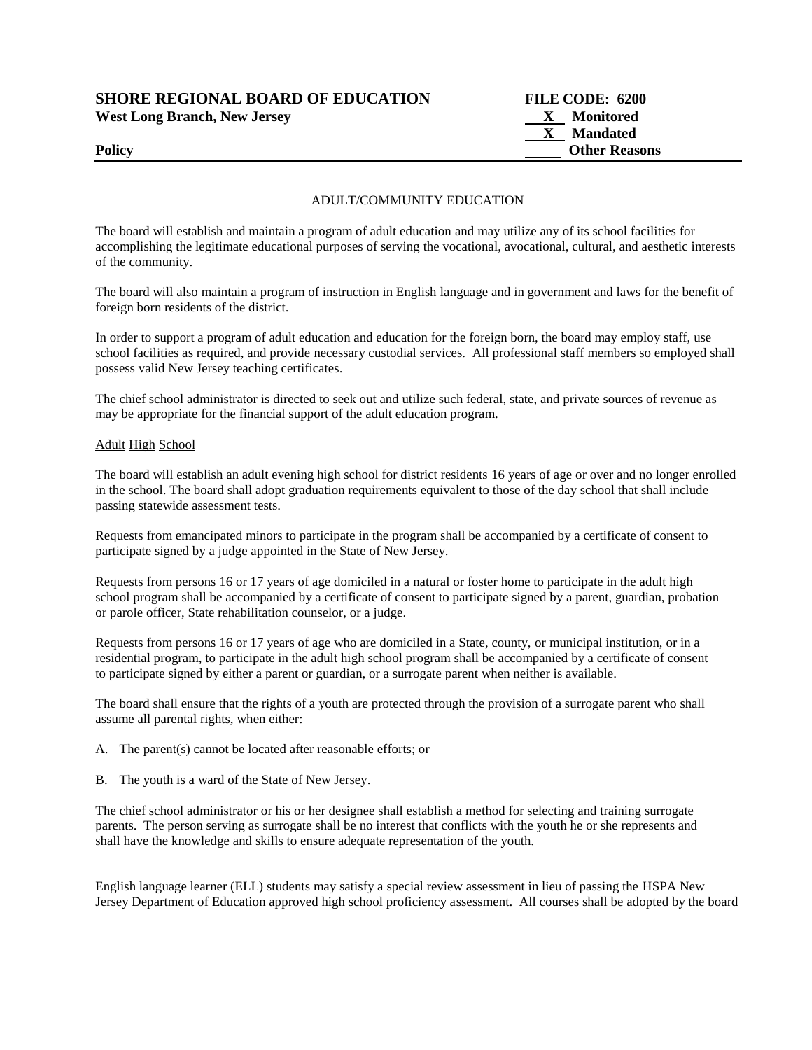**SHORE REGIONAL BOARD OF EDUCATION**
**West Long Branch, New Jersey**

**Policy**

**FILE CODE: 6200**
**X Monitored**
**X Mandated**
**Other Reasons**

ADULT/COMMUNITY EDUCATION

The board will establish and maintain a program of adult education and may utilize any of its school facilities for accomplishing the legitimate educational purposes of serving the vocational, avocational, cultural, and aesthetic interests of the community.

The board will also maintain a program of instruction in English language and in government and laws for the benefit of foreign born residents of the district.

In order to support a program of adult education and education for the foreign born, the board may employ staff, use school facilities as required, and provide necessary custodial services. All professional staff members so employed shall possess valid New Jersey teaching certificates.

The chief school administrator is directed to seek out and utilize such federal, state, and private sources of revenue as may be appropriate for the financial support of the adult education program.

Adult High School

The board will establish an adult evening high school for district residents 16 years of age or over and no longer enrolled in the school. The board shall adopt graduation requirements equivalent to those of the day school that shall include passing statewide assessment tests.

Requests from emancipated minors to participate in the program shall be accompanied by a certificate of consent to participate signed by a judge appointed in the State of New Jersey.

Requests from persons 16 or 17 years of age domiciled in a natural or foster home to participate in the adult high school program shall be accompanied by a certificate of consent to participate signed by a parent, guardian, probation or parole officer, State rehabilitation counselor, or a judge.

Requests from persons 16 or 17 years of age who are domiciled in a State, county, or municipal institution, or in a residential program, to participate in the adult high school program shall be accompanied by a certificate of consent to participate signed by either a parent or guardian, or a surrogate parent when neither is available.

The board shall ensure that the rights of a youth are protected through the provision of a surrogate parent who shall assume all parental rights, when either:

A. The parent(s) cannot be located after reasonable efforts; or

B. The youth is a ward of the State of New Jersey.

The chief school administrator or his or her designee shall establish a method for selecting and training surrogate parents. The person serving as surrogate shall be no interest that conflicts with the youth he or she represents and shall have the knowledge and skills to ensure adequate representation of the youth.

English language learner (ELL) students may satisfy a special review assessment in lieu of passing the ~~HSPA~~ New Jersey Department of Education approved high school proficiency assessment. All courses shall be adopted by the board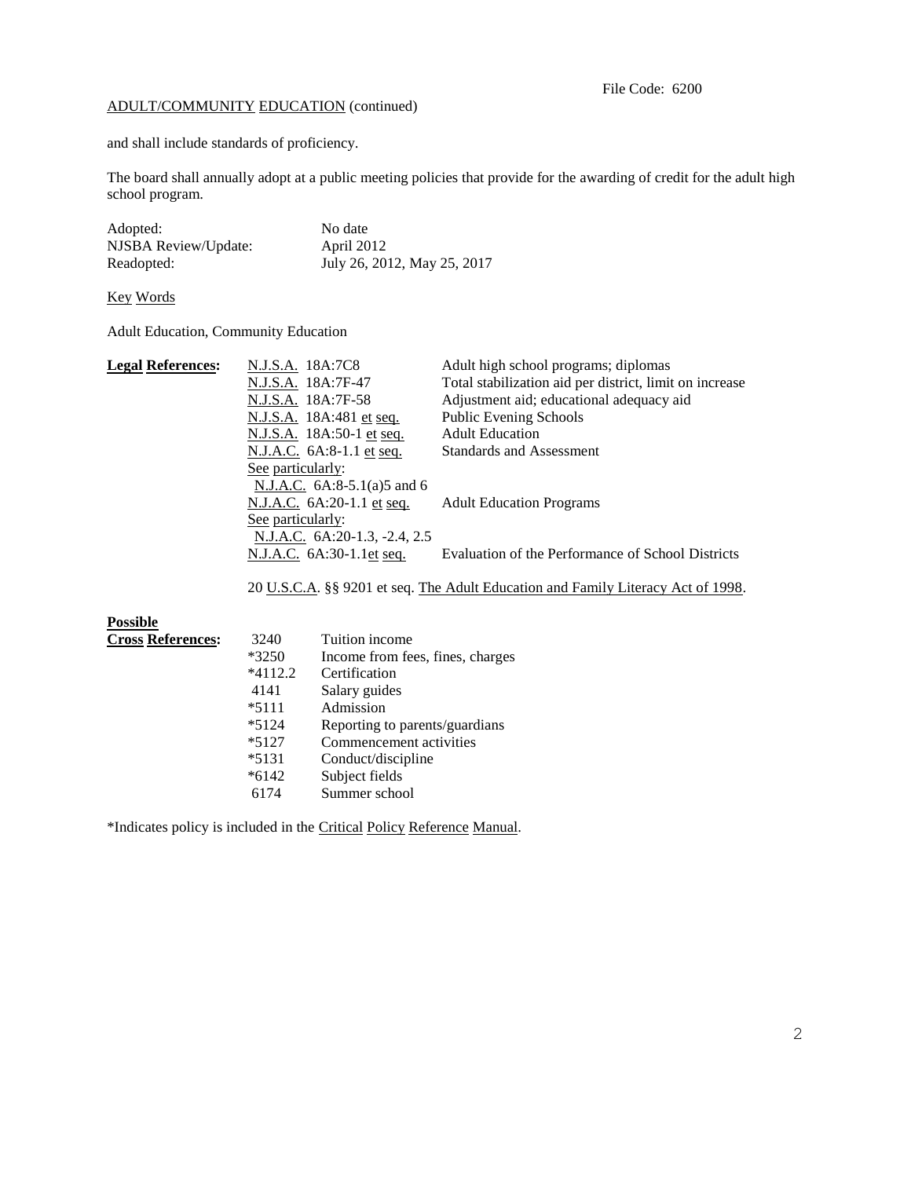File Code: 6200

ADULT/COMMUNITY EDUCATION (continued)

and shall include standards of proficiency.

The board shall annually adopt at a public meeting policies that provide for the awarding of credit for the adult high school program.

| | |
|---|---|
| Adopted: | No date |
| NJSBA Review/Update: | April 2012 |
| Readopted: | July 26, 2012, May 25, 2017 |

Key Words

Adult Education, Community Education

| | | |
|---|---|---|
| **Legal References:** | N.J.S.A. 18A:7C8 | Adult high school programs; diplomas |
| | N.J.S.A. 18A:7F-47 | Total stabilization aid per district, limit on increase |
| | N.J.S.A. 18A:7F-58 | Adjustment aid; educational adequacy aid |
| | N.J.S.A. 18A:481 et seq. | Public Evening Schools |
| | N.J.S.A. 18A:50-1 et seq. | Adult Education |
| | N.J.A.C. 6A:8-1.1 et seq. | Standards and Assessment |
| | See particularly: | |
| | N.J.A.C. 6A:8-5.1(a)5 and 6 | |
| | N.J.A.C. 6A:20-1.1 et seq. | Adult Education Programs |
| | See particularly: | |
| | N.J.A.C. 6A:20-1.3, -2.4, 2.5 | |
| | N.J.A.C. 6A:30-1.1et seq. | Evaluation of the Performance of School Districts |

20 U.S.C.A. §§ 9201 et seq. The Adult Education and Family Literacy Act of 1998.

| | | |
|---|---|---|
| **Possible Cross References:** | 3240 | Tuition income |
| | *3250 | Income from fees, fines, charges |
| | *4112.2 | Certification |
| | 4141 | Salary guides |
| | *5111 | Admission |
| | *5124 | Reporting to parents/guardians |
| | *5127 | Commencement activities |
| | *5131 | Conduct/discipline |
| | *6142 | Subject fields |
| | 6174 | Summer school |

*Indicates policy is included in the Critical Policy Reference Manual.